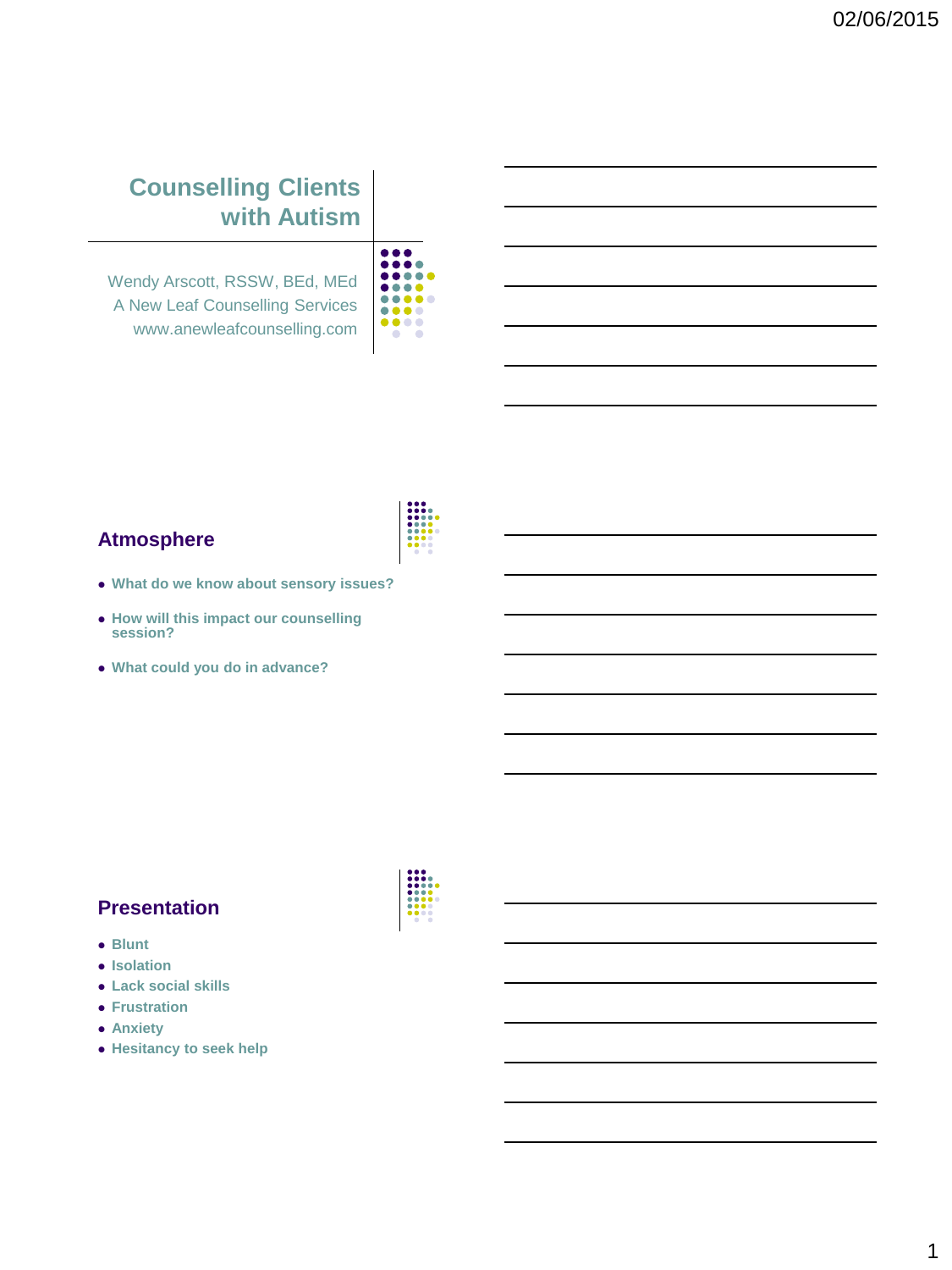# Counselling Clients with Autism

Wendy Arscott, RSSW, BEd, MEd
A New Leaf Counselling Services
www.anewleafcounselling.com

## Atmosphere

- What do we know about sensory issues?
- How will this impact our counselling session?
- What could you do in advance?

## Presentation

- Blunt
- Isolation
- Lack social skills
- Frustration
- Anxiety
- Hesitancy to seek help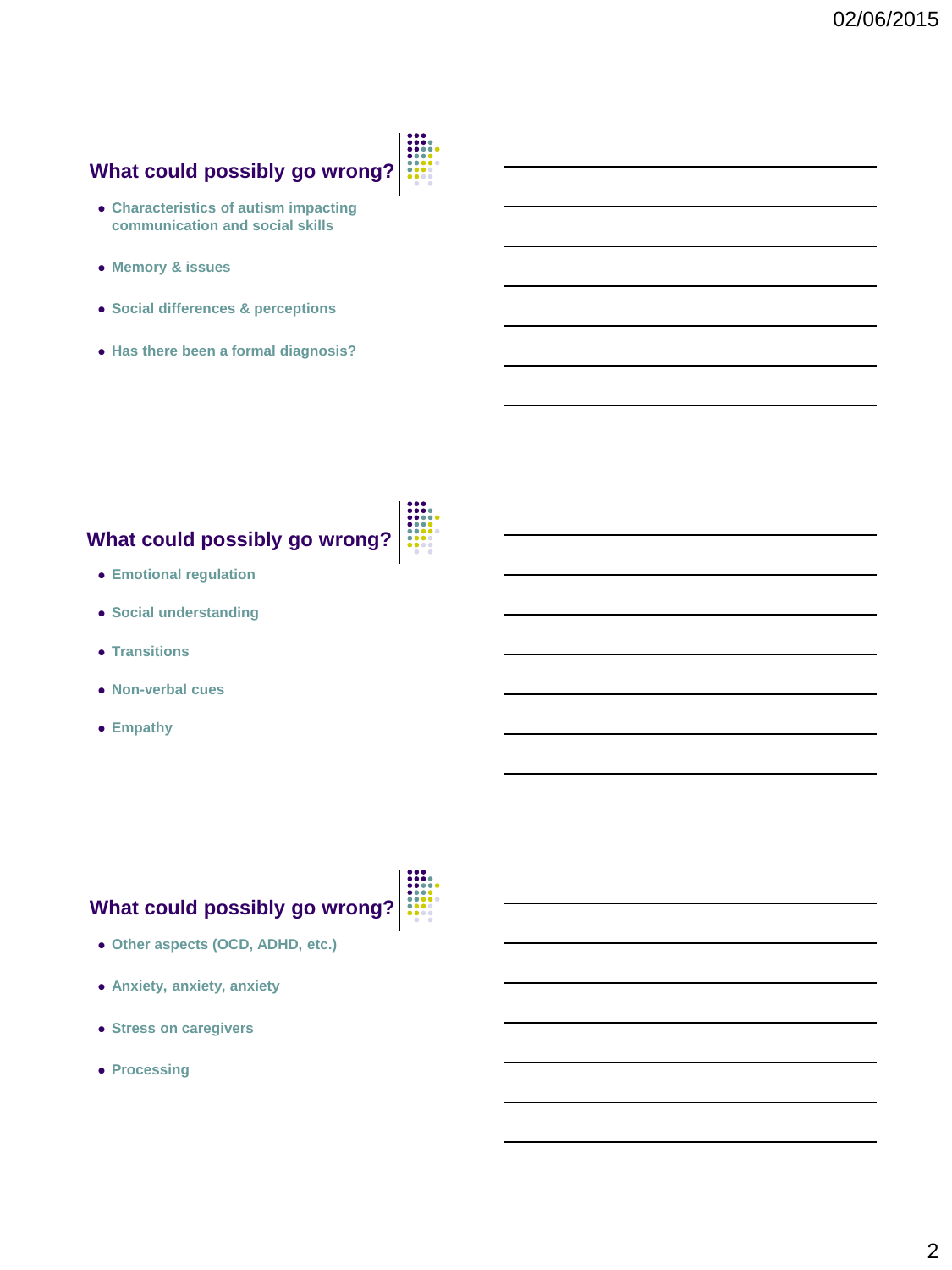## What could possibly go wrong?

- Characteristics of autism impacting communication and social skills
- Memory & issues
- Social differences & perceptions
- Has there been a formal diagnosis?

## What could possibly go wrong?

- Emotional regulation
- Social understanding
- Transitions
- Non-verbal cues
- Empathy

## What could possibly go wrong?

- Other aspects (OCD, ADHD, etc.)
- Anxiety, anxiety, anxiety
- Stress on caregivers
- Processing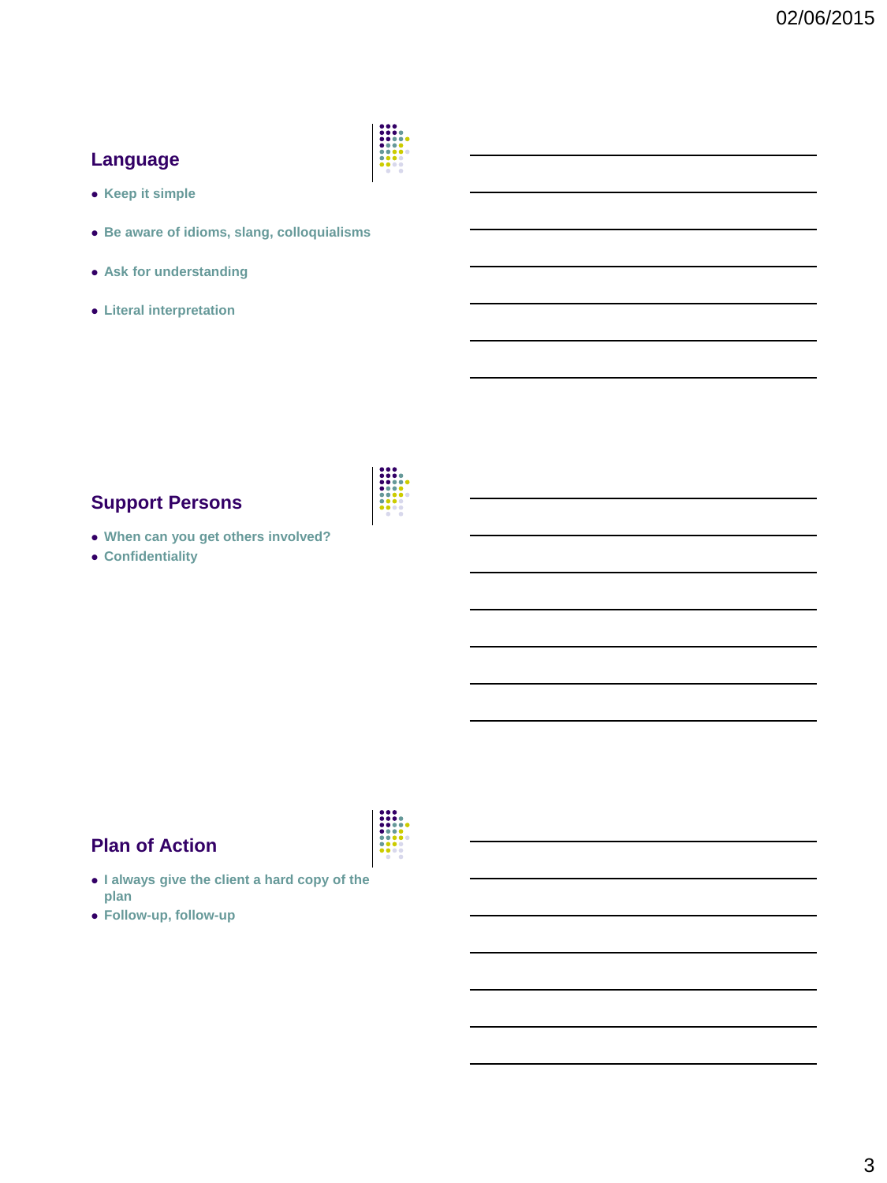## Language

- Keep it simple
- Be aware of idioms, slang, colloquialisms
- Ask for understanding
- Literal interpretation

## Support Persons

- When can you get others involved?
- Confidentiality

## Plan of Action

- I always give the client a hard copy of the plan
- Follow-up, follow-up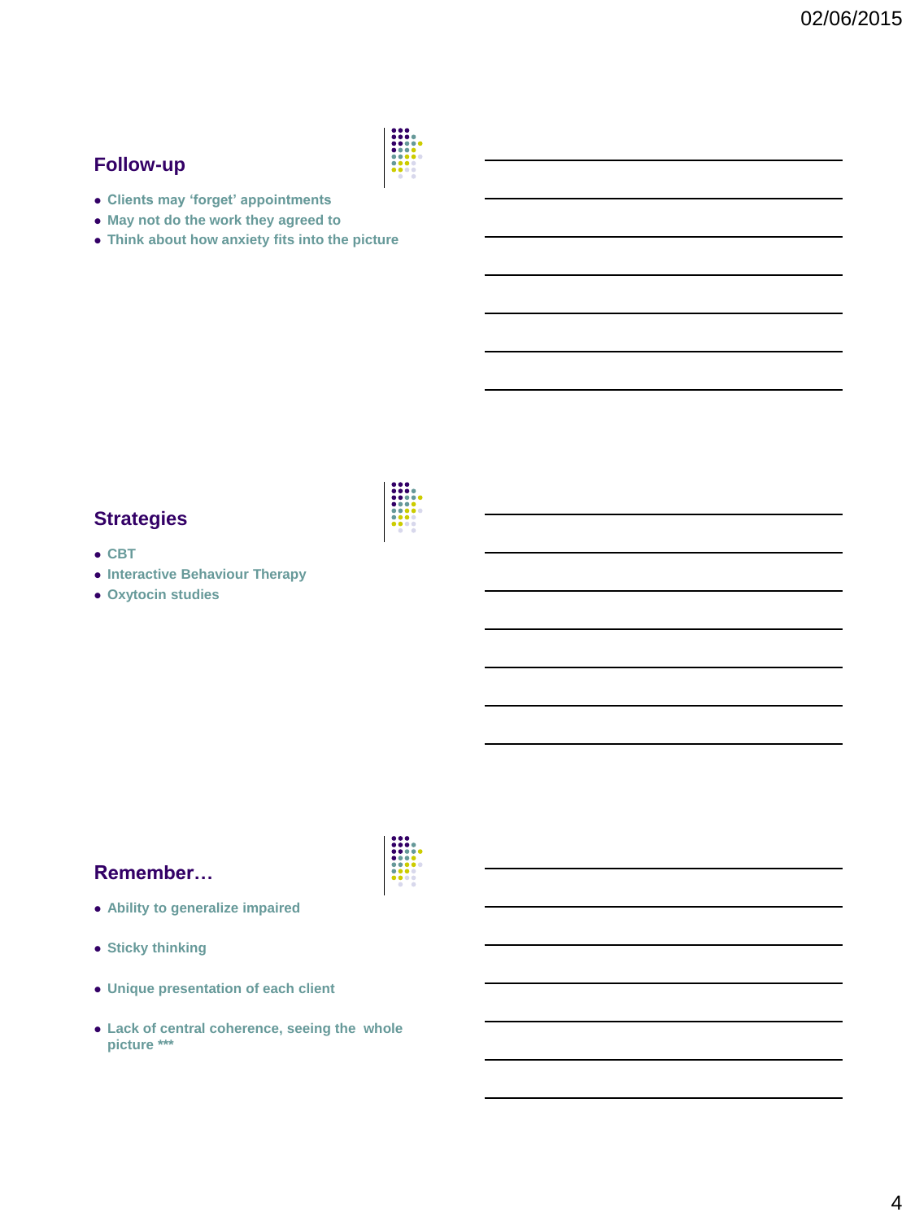## Follow-up

- Clients may ‘forget’ appointments
- May not do the work they agreed to
- Think about how anxiety fits into the picture

## Strategies

- CBT
- Interactive Behaviour Therapy
- Oxytocin studies

## Remember…

- Ability to generalize impaired
- Sticky thinking
- Unique presentation of each client
- Lack of central coherence, seeing the whole picture ***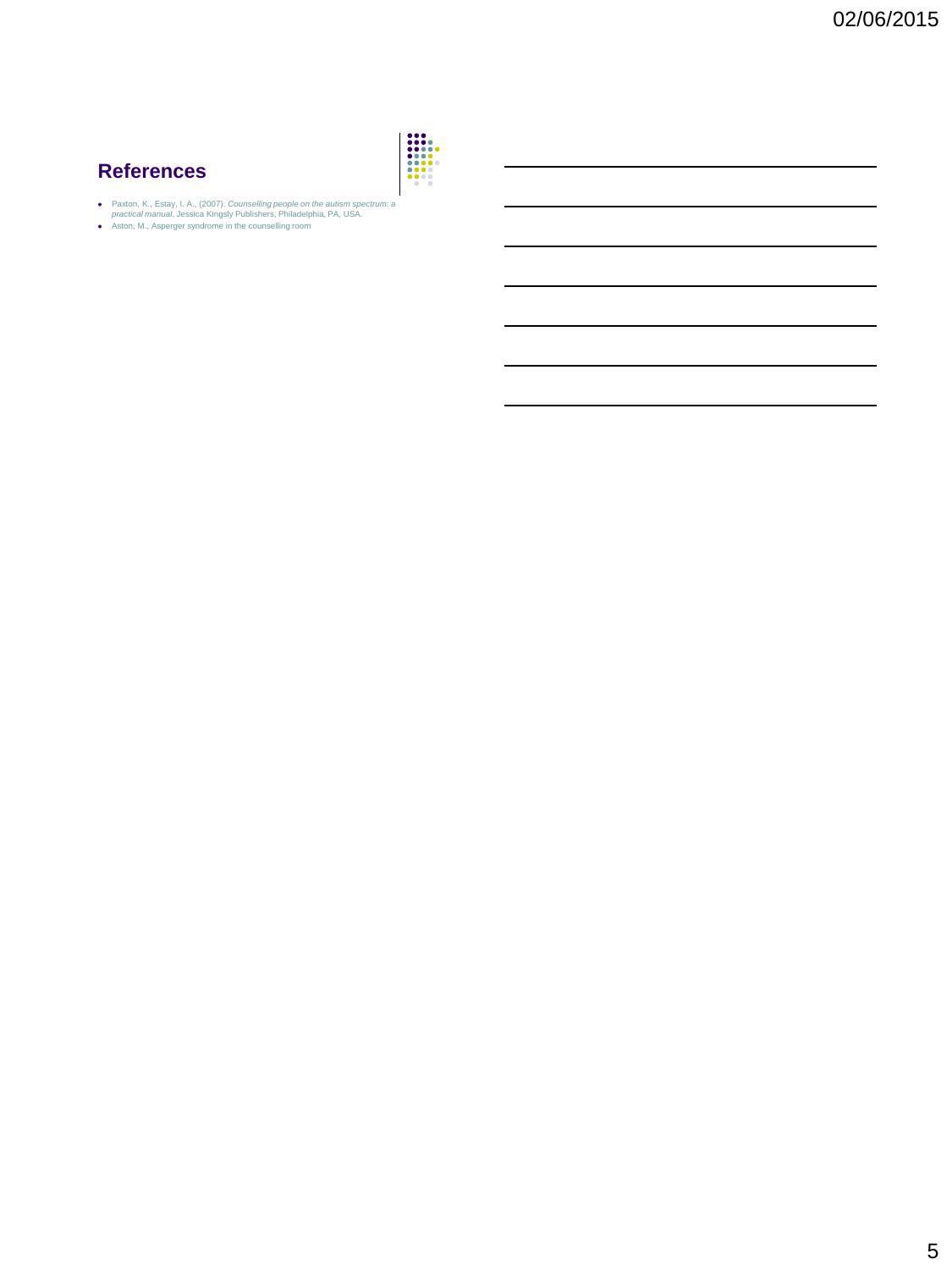## References

- Paxton, K., Estay, I. A., (2007). *Counselling people on the autism spectrum: a practical manual*, Jessica Kingsly Publishers, Philadelphia, PA, USA.
- Aston, M., Asperger syndrome in the counselling room